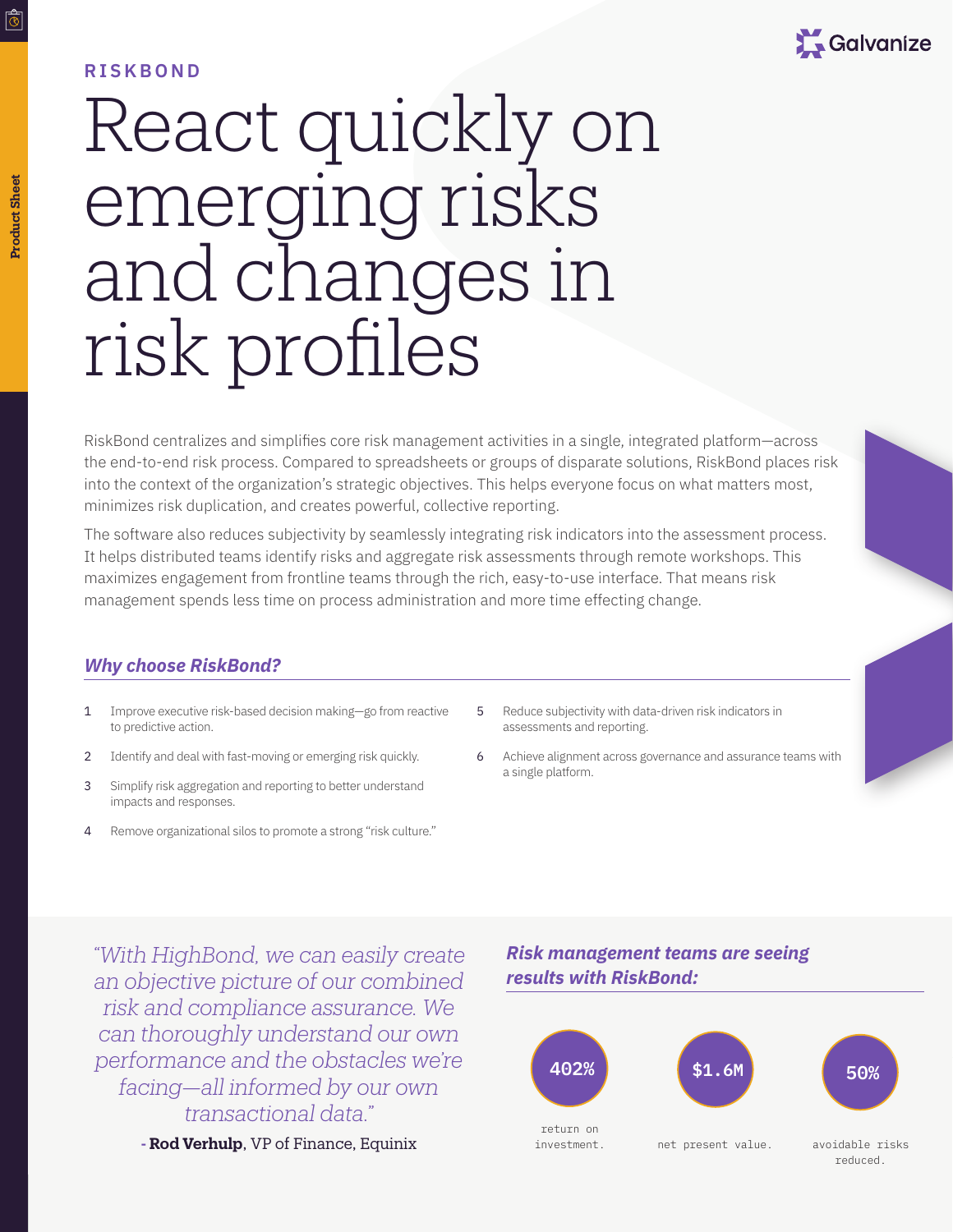RISKBOND

# React quickly on emerging risks and changes in risk profiles

RiskBond centralizes and simplifies core risk management activities in a single, integrated platform—across the end-to-end risk process. Compared to spreadsheets or groups of disparate solutions, RiskBond places risk into the context of the organization's strategic objectives. This helps everyone focus on what matters most, minimizes risk duplication, and creates powerful, collective reporting.

The software also reduces subjectivity by seamlessly integrating risk indicators into the assessment process. It helps distributed teams identify risks and aggregate risk assessments through remote workshops. This maximizes engagement from frontline teams through the rich, easy-to-use interface. That means risk management spends less time on process administration and more time effecting change.

## *Why choose RiskBond?*

1. Improve executive risk-based decision making—go from reactive to predictive action.
2. Identify and deal with fast-moving or emerging risk quickly.
3. Simplify risk aggregation and reporting to better understand impacts and responses.
4. Remove organizational silos to promote a strong "risk culture."
5. Reduce subjectivity with data-driven risk indicators in assessments and reporting.
6. Achieve alignment across governance and assurance teams with a single platform.

*"With HighBond, we can easily create an objective picture of our combined risk and compliance assurance. We can thoroughly understand our own performance and the obstacles we're facing—all informed by our own transactional data."*

**- Rod Verhulp**, VP of Finance, Equinix

## *Risk management teams are seeing results with RiskBond:*

**402%** return on investment.

**$1.6M** net present value.

**50%** avoidable risks reduced.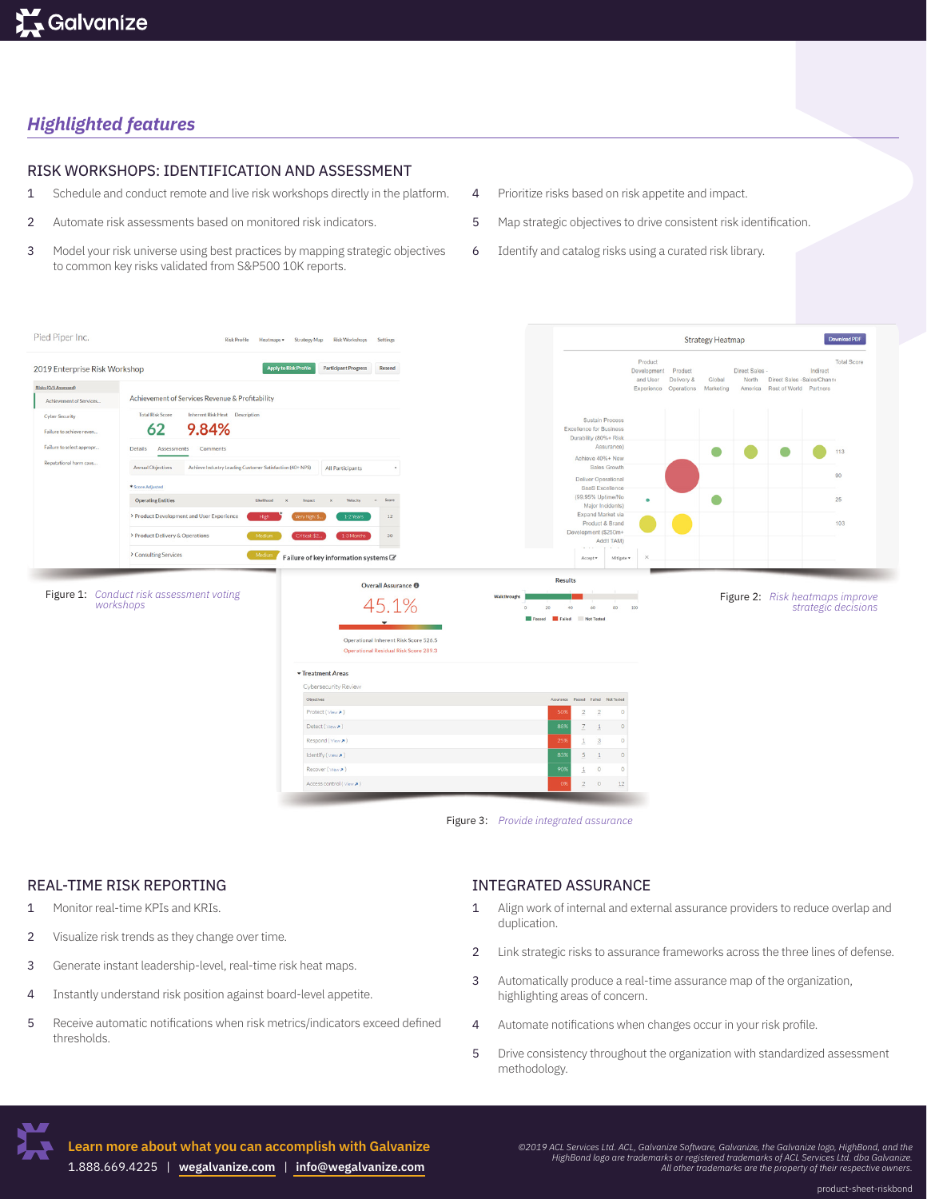## *Highlighted features*

### RISK WORKSHOPS: IDENTIFICATION AND ASSESSMENT

1. Schedule and conduct remote and live risk workshops directly in the platform.
2. Automate risk assessments based on monitored risk indicators.
3. Model your risk universe using best practices by mapping strategic objectives to common key risks validated from S&P500 10K reports.
4. Prioritize risks based on risk appetite and impact.
5. Map strategic objectives to drive consistent risk identification.
6. Identify and catalog risks using a curated risk library.

Figure 1: *Conduct risk assessment voting workshops*

Figure 2: *Risk heatmaps improve strategic decisions*

Figure 3: *Provide integrated assurance*

### REAL-TIME RISK REPORTING

1. Monitor real-time KPIs and KRIs.
2. Visualize risk trends as they change over time.
3. Generate instant leadership-level, real-time risk heat maps.
4. Instantly understand risk position against board-level appetite.
5. Receive automatic notifications when risk metrics/indicators exceed defined thresholds.

### INTEGRATED ASSURANCE

1. Align work of internal and external assurance providers to reduce overlap and duplication.
2. Link strategic risks to assurance frameworks across the three lines of defense.
3. Automatically produce a real-time assurance map of the organization, highlighting areas of concern.
4. Automate notifications when changes occur in your risk profile.
5. Drive consistency throughout the organization with standardized assessment methodology.

**Learn more about what you can accomplish with Galvanize**
1.888.669.4225 | **wegalvanize.com** | **info@wegalvanize.com**

*©2019 ACL Services Ltd. ACL, Galvanize Software, Galvanize, the Galvanize logo, HighBond, and the HighBond logo are trademarks or registered trademarks of ACL Services Ltd. dba Galvanize. All other trademarks are the property of their respective owners.*

product-sheet-riskbond